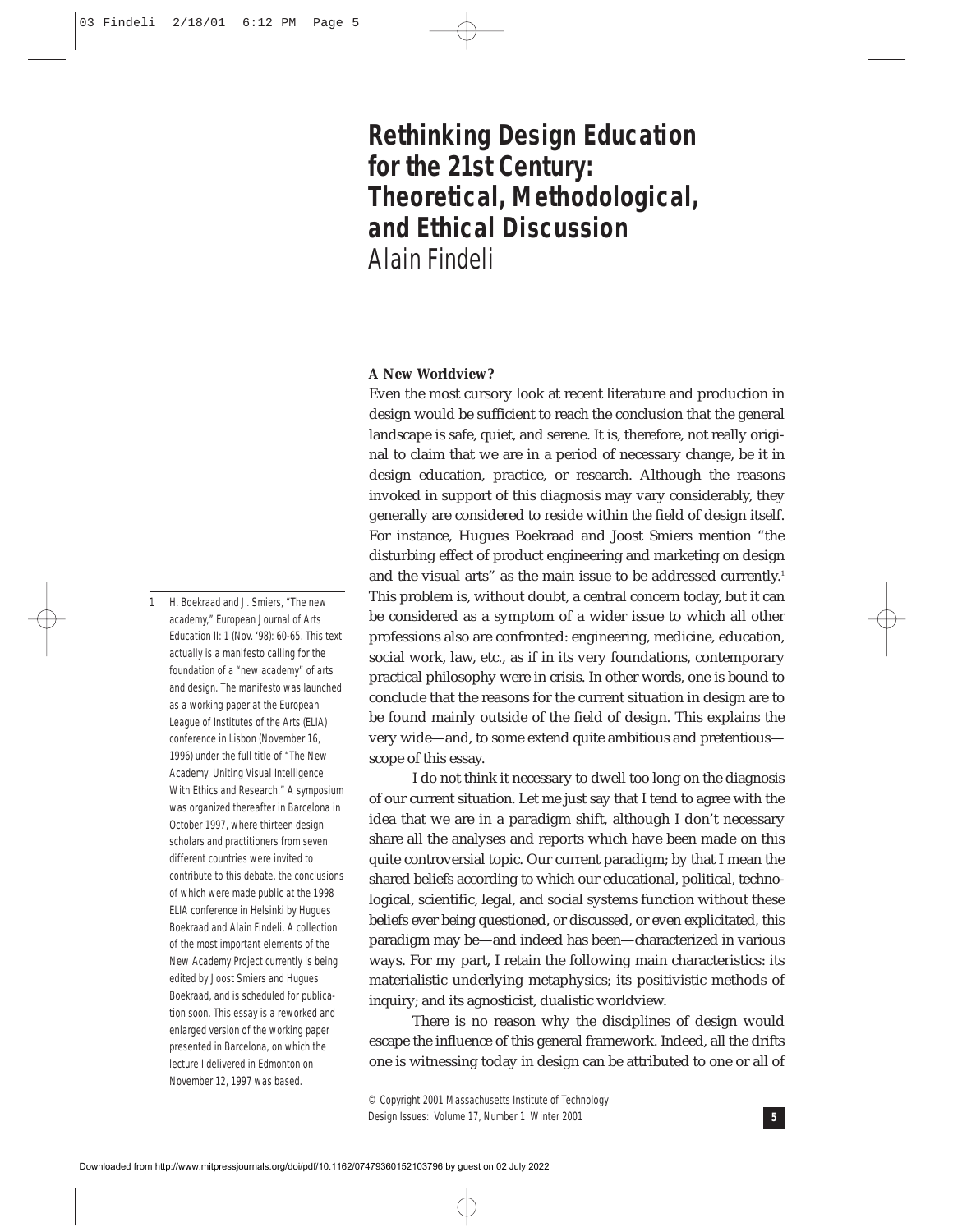# Rethinking Design Education for the 21st Century: Theoretical, Methodological, and Ethical Discussion

Alain Findeli

## A New Worldview?

Even the most cursory look at recent literature and production in design would be sufficient to reach the conclusion that the general landscape is safe, quiet, and serene. It is, therefore, not really original to claim that we are in a period of necessary change, be it in design education, practice, or research. Although the reasons invoked in support of this diagnosis may vary considerably, they generally are considered to reside within the field of design itself. For instance, Hugues Boekraad and Joost Smiers mention "the disturbing effect of product engineering and marketing on design and the visual arts" as the main issue to be addressed currently.[1] This problem is, without doubt, a central concern today, but it can be considered as a symptom of a wider issue to which all other professions also are confronted: engineering, medicine, education, social work, law, etc., as if in its very foundations, contemporary practical philosophy were in crisis. In other words, one is bound to conclude that the reasons for the current situation in design are to be found mainly outside of the field of design. This explains the very wide—and, to some extend quite ambitious and pretentious—scope of this essay.

I do not think it necessary to dwell too long on the diagnosis of our current situation. Let me just say that I tend to agree with the idea that we are in a paradigm shift, although I don't necessary share all the analyses and reports which have been made on this quite controversial topic. Our current paradigm; by that I mean the shared beliefs according to which our educational, political, technological, scientific, legal, and social systems function without these beliefs ever being questioned, or discussed, or even explicitated, this paradigm may be—and indeed has been—characterized in various ways. For my part, I retain the following main characteristics: its materialistic underlying metaphysics; its positivistic methods of inquiry; and its agnosticist, dualistic worldview.

There is no reason why the disciplines of design would escape the influence of this general framework. Indeed, all the drifts one is witnessing today in design can be attributed to one or all of

1 H. Boekraad and J. Smiers, "The new academy," European Journal of Arts Education II: 1 (Nov. '98): 60-65. This text actually is a manifesto calling for the foundation of a "new academy" of arts and design. The manifesto was launched as a working paper at the European League of Institutes of the Arts (ELIA) conference in Lisbon (November 16, 1996) under the full title of "The New Academy. Uniting Visual Intelligence With Ethics and Research." A symposium was organized thereafter in Barcelona in October 1997, where thirteen design scholars and practitioners from seven different countries were invited to contribute to this debate, the conclusions of which were made public at the 1998 ELIA conference in Helsinki by Hugues Boekraad and Alain Findeli. A collection of the most important elements of the New Academy Project currently is being edited by Joost Smiers and Hugues Boekraad, and is scheduled for publication soon. This essay is a reworked and enlarged version of the working paper presented in Barcelona, on which the lecture I delivered in Edmonton on November 12, 1997 was based.

© Copyright 2001 Massachusetts Institute of Technology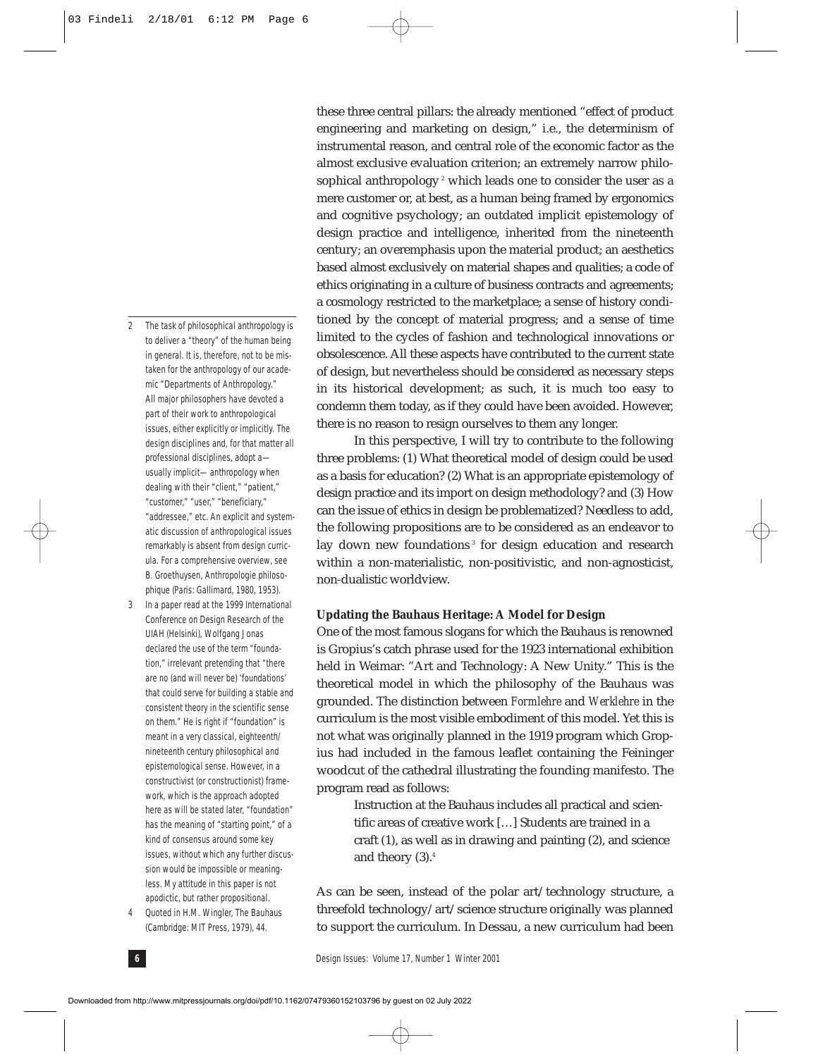these three central pillars: the already mentioned "effect of product engineering and marketing on design," i.e., the determinism of instrumental reason, and central role of the economic factor as the almost exclusive evaluation criterion; an extremely narrow philosophical anthropology [2] which leads one to consider the user as a mere customer or, at best, as a human being framed by ergonomics and cognitive psychology; an outdated implicit epistemology of design practice and intelligence, inherited from the nineteenth century; an overemphasis upon the material product; an aesthetics based almost exclusively on material shapes and qualities; a code of ethics originating in a culture of business contracts and agreements; a cosmology restricted to the marketplace; a sense of history conditioned by the concept of material progress; and a sense of time limited to the cycles of fashion and technological innovations or obsolescence. All these aspects have contributed to the current state of design, but nevertheless should be considered as necessary steps in its historical development; as such, it is much too easy to condemn them today, as if they could have been avoided. However, there is no reason to resign ourselves to them any longer.

In this perspective, I will try to contribute to the following three problems: (1) What theoretical model of design could be used as a basis for education? (2) What is an appropriate epistemology of design practice and its import on design methodology? and (3) How can the issue of ethics in design be problematized? Needless to add, the following propositions are to be considered as an endeavor to lay down new foundations [3] for design education and research within a non-materialistic, non-positivistic, and non-agnosticist, non-dualistic worldview.

**Updating the Bauhaus Heritage: A Model for Design**

One of the most famous slogans for which the Bauhaus is renowned is Gropius's catch phrase used for the 1923 international exhibition held in Weimar: "Art and Technology: A New Unity." This is the theoretical model in which the philosophy of the Bauhaus was grounded. The distinction between *Formlehre* and *Werklehre* in the curriculum is the most visible embodiment of this model. Yet this is not what was originally planned in the 1919 program which Gropius had included in the famous leaflet containing the Feininger woodcut of the cathedral illustrating the founding manifesto. The program read as follows:

> Instruction at the Bauhaus includes all practical and scientific areas of creative work […] Students are trained in a craft (1), as well as in drawing and painting (2), and science and theory (3).[4]

As can be seen, instead of the polar art/technology structure, a threefold technology/art/science structure originally was planned to support the curriculum. In Dessau, a new curriculum had been

---

2 The task of philosophical anthropology is to deliver a "theory" of the human being in general. It is, therefore, not to be mistaken for the anthropology of our academic "Departments of Anthropology." All major philosophers have devoted a part of their work to anthropological issues, either explicitly or implicitly. The design disciplines and, for that matter all professional disciplines, adopt a—usually implicit—anthropology when dealing with their "client," "patient," "customer," "user," "beneficiary," "addressee," etc. An explicit and systematic discussion of anthropological issues remarkably is absent from design curricula. For a comprehensive overview, see B. Groethuysen, Anthropologie philosophique (Paris: Gallimard, 1980, 1953).

3 In a paper read at the 1999 International Conference on Design Research of the UIAH (Helsinki), Wolfgang Jonas declared the use of the term "foundation," irrelevant pretending that "there are no (and will never be) 'foundations' that could serve for building a stable and consistent theory in the scientific sense on them." He is right if "foundation" is meant in a very classical, eighteenth/nineteenth century philosophical and epistemological sense. However, in a constructivist (or constructionist) framework, which is the approach adopted here as will be stated later, "foundation" has the meaning of "starting point," of a kind of consensus around some key issues, without which any further discussion would be impossible or meaningless. My attitude in this paper is not apodictic, but rather propositional.

4 Quoted in H.M. Wingler, The Bauhaus (Cambridge: MIT Press, 1979), 44.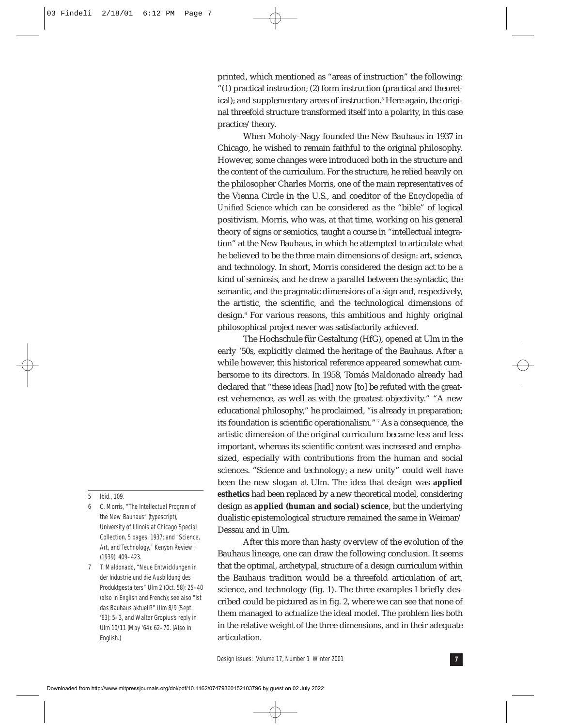printed, which mentioned as "areas of instruction" the following: "(1) practical instruction; (2) form instruction (practical and theoretical); and supplementary areas of instruction.[5] Here again, the original threefold structure transformed itself into a polarity, in this case practice/theory.

When Moholy-Nagy founded the New Bauhaus in 1937 in Chicago, he wished to remain faithful to the original philosophy. However, some changes were introduced both in the structure and the content of the curriculum. For the structure, he relied heavily on the philosopher Charles Morris, one of the main representatives of the Vienna Circle in the U.S., and coeditor of the *Encyclopedia of Unified Science* which can be considered as the "bible" of logical positivism. Morris, who was, at that time, working on his general theory of signs or semiotics, taught a course in "intellectual integration" at the New Bauhaus, in which he attempted to articulate what he believed to be the three main dimensions of design: art, science, and technology. In short, Morris considered the design act to be a kind of semiosis, and he drew a parallel between the syntactic, the semantic, and the pragmatic dimensions of a sign and, respectively, the artistic, the scientific, and the technological dimensions of design.[6] For various reasons, this ambitious and highly original philosophical project never was satisfactorily achieved.

The Hochschule für Gestaltung (HfG), opened at Ulm in the early '50s, explicitly claimed the heritage of the Bauhaus. After a while however, this historical reference appeared somewhat cumbersome to its directors. In 1958, Tomás Maldonado already had declared that "these ideas [had] now [to] be refuted with the greatest vehemence, as well as with the greatest objectivity." "A new educational philosophy," he proclaimed, "is already in preparation; its foundation is scientific operationalism."[7] As a consequence, the artistic dimension of the original curriculum became less and less important, whereas its scientific content was increased and emphasized, especially with contributions from the human and social sciences. "Science and technology; a new unity" could well have been the new slogan at Ulm. The idea that design was **applied esthetics** had been replaced by a new theoretical model, considering design as **applied (human and social) science**, but the underlying dualistic epistemological structure remained the same in Weimar/Dessau and in Ulm.

After this more than hasty overview of the evolution of the Bauhaus lineage, one can draw the following conclusion. It seems that the optimal, archetypal, structure of a design curriculum within the Bauhaus tradition would be a threefold articulation of art, science, and technology (fig. 1). The three examples I briefly described could be pictured as in fig. 2, where we can see that none of them managed to actualize the ideal model. The problem lies both in the relative weight of the three dimensions, and in their adequate articulation.

---

5 Ibid., 109.

6 C. Morris, "The Intellectual Program of the New Bauhaus" (typescript), University of Illinois at Chicago Special Collection, 5 pages, 1937; and "Science, Art, and Technology," Kenyon Review I (1939): 409–423.

7 T. Maldonado, "Neue Entwicklungen in der Industrie und die Ausbildung des Produktgestalters" Ulm 2 (Oct. 58): 25–40 (also in English and French); see also "Ist das Bauhaus aktuell?" Ulm 8/9 (Sept. '63): 5–3, and Walter Gropius's reply in Ulm 10/11 (May '64): 62–70. (Also in English.)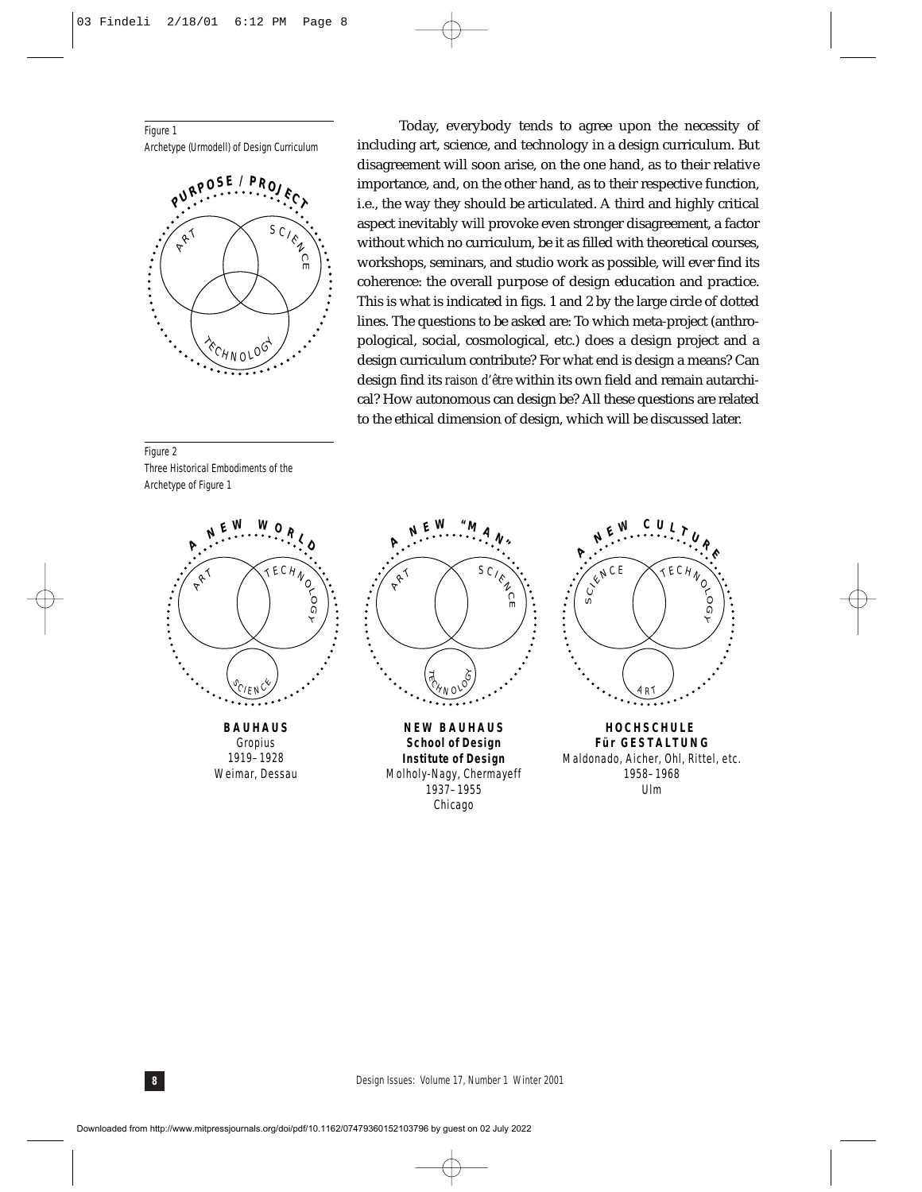Figure 1
Archetype (Urmodell) of Design Curriculum

Today, everybody tends to agree upon the necessity of including art, science, and technology in a design curriculum. But disagreement will soon arise, on the one hand, as to their relative importance, and, on the other hand, as to their respective function, i.e., the way they should be articulated. A third and highly critical aspect inevitably will provoke even stronger disagreement, a factor without which no curriculum, be it as filled with theoretical courses, workshops, seminars, and studio work as possible, will ever find its coherence: the overall purpose of design education and practice. This is what is indicated in figs. 1 and 2 by the large circle of dotted lines. The questions to be asked are: To which meta-project (anthropological, social, cosmological, etc.) does a design project and a design curriculum contribute? For what end is design a means? Can design find its *raison d'être* within its own field and remain autarchical? How autonomous can design be? All these questions are related to the ethical dimension of design, which will be discussed later.

Figure 2
Three Historical Embodiments of the Archetype of Figure 1

**BAUHAUS**
Gropius
1919–1928
Weimar, Dessau

**NEW BAUHAUS**
**School of Design**
**Institute of Design**
Molholy-Nagy, Chermayeff
1937–1955
Chicago

**HOCHSCHULE Für GESTALTUNG**
Maldonado, Aicher, Ohl, Rittel, etc.
1958–1968
Ulm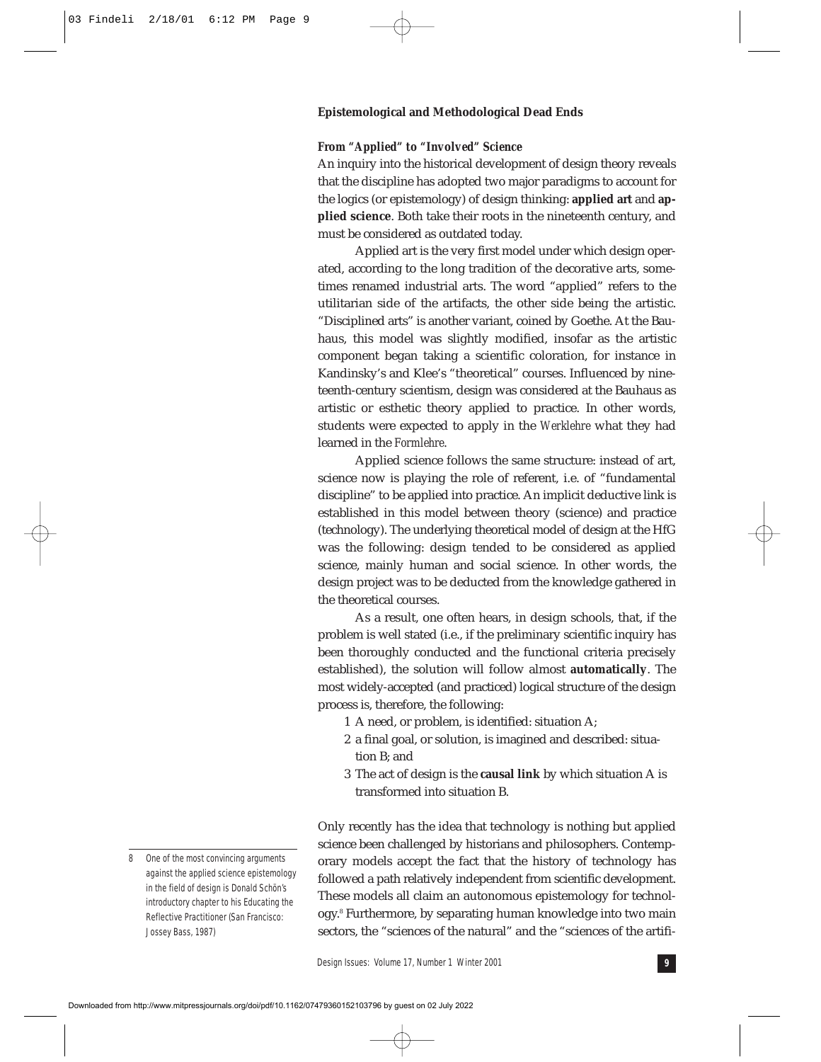## Epistemological and Methodological Dead Ends

### *From "Applied" to "Involved" Science*

An inquiry into the historical development of design theory reveals that the discipline has adopted two major paradigms to account for the logics (or epistemology) of design thinking: **applied art** and **applied science**. Both take their roots in the nineteenth century, and must be considered as outdated today.

Applied art is the very first model under which design operated, according to the long tradition of the decorative arts, sometimes renamed industrial arts. The word "applied" refers to the utilitarian side of the artifacts, the other side being the artistic. "Disciplined arts" is another variant, coined by Goethe. At the Bauhaus, this model was slightly modified, insofar as the artistic component began taking a scientific coloration, for instance in Kandinsky's and Klee's "theoretical" courses. Influenced by nineteenth-century scientism, design was considered at the Bauhaus as artistic or esthetic theory applied to practice. In other words, students were expected to apply in the *Werklehre* what they had learned in the *Formlehre*.

Applied science follows the same structure: instead of art, science now is playing the role of referent, i.e. of "fundamental discipline" to be applied into practice. An implicit deductive link is established in this model between theory (science) and practice (technology). The underlying theoretical model of design at the HfG was the following: design tended to be considered as applied science, mainly human and social science. In other words, the design project was to be deducted from the knowledge gathered in the theoretical courses.

As a result, one often hears, in design schools, that, if the problem is well stated (i.e., if the preliminary scientific inquiry has been thoroughly conducted and the functional criteria precisely established), the solution will follow almost **automatically**. The most widely-accepted (and practiced) logical structure of the design process is, therefore, the following:

1. A need, or problem, is identified: situation A;
2. a final goal, or solution, is imagined and described: situation B; and
3. The act of design is the **causal link** by which situation A is transformed into situation B.

Only recently has the idea that technology is nothing but applied science been challenged by historians and philosophers. Contemporary models accept the fact that the history of technology has followed a path relatively independent from scientific development. These models all claim an autonomous epistemology for technology.[8] Furthermore, by separating human knowledge into two main sectors, the "sciences of the natural" and the "sciences of the artifi-

8 One of the most convincing arguments against the applied science epistemology in the field of design is Donald Schön's introductory chapter to his Educating the Reflective Practitioner (San Francisco: Jossey Bass, 1987)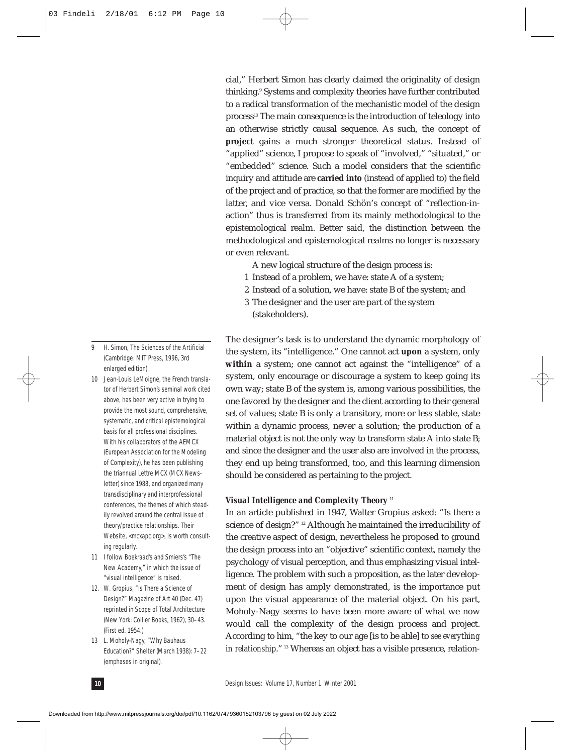cial," Herbert Simon has clearly claimed the originality of design thinking.[9] Systems and complexity theories have further contributed to a radical transformation of the mechanistic model of the design process[10] The main consequence is the introduction of teleology into an otherwise strictly causal sequence. As such, the concept of **project** gains a much stronger theoretical status. Instead of "applied" science, I propose to speak of "involved," "situated," or "embedded" science. Such a model considers that the scientific inquiry and attitude are **carried into** (instead of applied to) the field of the project and of practice, so that the former are modified by the latter, and vice versa. Donald Schön's concept of "reflection-in-action" thus is transferred from its mainly methodological to the epistemological realm. Better said, the distinction between the methodological and epistemological realms no longer is necessary or even relevant.

A new logical structure of the design process is:

1. Instead of a problem, we have: state A of a system;
2. Instead of a solution, we have: state B of the system; and
3. The designer and the user are part of the system (stakeholders).

The designer's task is to understand the dynamic morphology of the system, its "intelligence." One cannot act **upon** a system, only **within** a system; one cannot act against the "intelligence" of a system, only encourage or discourage a system to keep going its own way; state B of the system is, among various possibilities, the one favored by the designer and the client according to their general set of values; state B is only a transitory, more or less stable, state within a dynamic process, never a solution; the production of a material object is not the only way to transform state A into state B; and since the designer and the user also are involved in the process, they end up being transformed, too, and this learning dimension should be considered as pertaining to the project.

### Visual Intelligence and Complexity Theory [11]

In an article published in 1947, Walter Gropius asked: "Is there a science of design?" [12] Although he maintained the irreducibility of the creative aspect of design, nevertheless he proposed to ground the design process into an "objective" scientific context, namely the psychology of visual perception, and thus emphasizing visual intelligence. The problem with such a proposition, as the later development of design has amply demonstrated, is the importance put upon the visual appearance of the material object. On his part, Moholy-Nagy seems to have been more aware of what we now would call the complexity of the design process and project. According to him, "the key to our age [is to be able] to *see everything in relationship*." [13] Whereas an object has a visible presence, relation-

---

9 H. Simon, The Sciences of the Artificial (Cambridge: MIT Press, 1996, 3rd enlarged edition).

10 Jean-Louis LeMoigne, the French translator of Herbert Simon's seminal work cited above, has been very active in trying to provide the most sound, comprehensive, systematic, and critical epistemological basis for all professional disciplines. With his collaborators of the AEMCX (European Association for the Modeling of Complexity), he has been publishing the triannual Lettre MCX (MCX Newsletter) since 1988, and organized many transdisciplinary and interprofessional conferences, the themes of which steadily revolved around the central issue of theory/practice relationships. Their Website, <mcxapc.org>, is worth consulting regularly.

11 I follow Boekraad's and Smiers's "The New Academy," in which the issue of "visual intelligence" is raised.

12. W. Gropius, "Is There a Science of Design?" Magazine of Art 40 (Dec. 47) reprinted in Scope of Total Architecture (New York: Collier Books, 1962), 30–43. (First ed. 1954.)

13 L. Moholy-Nagy, "Why Bauhaus Education?" Shelter (March 1938): 7–22 (emphases in original).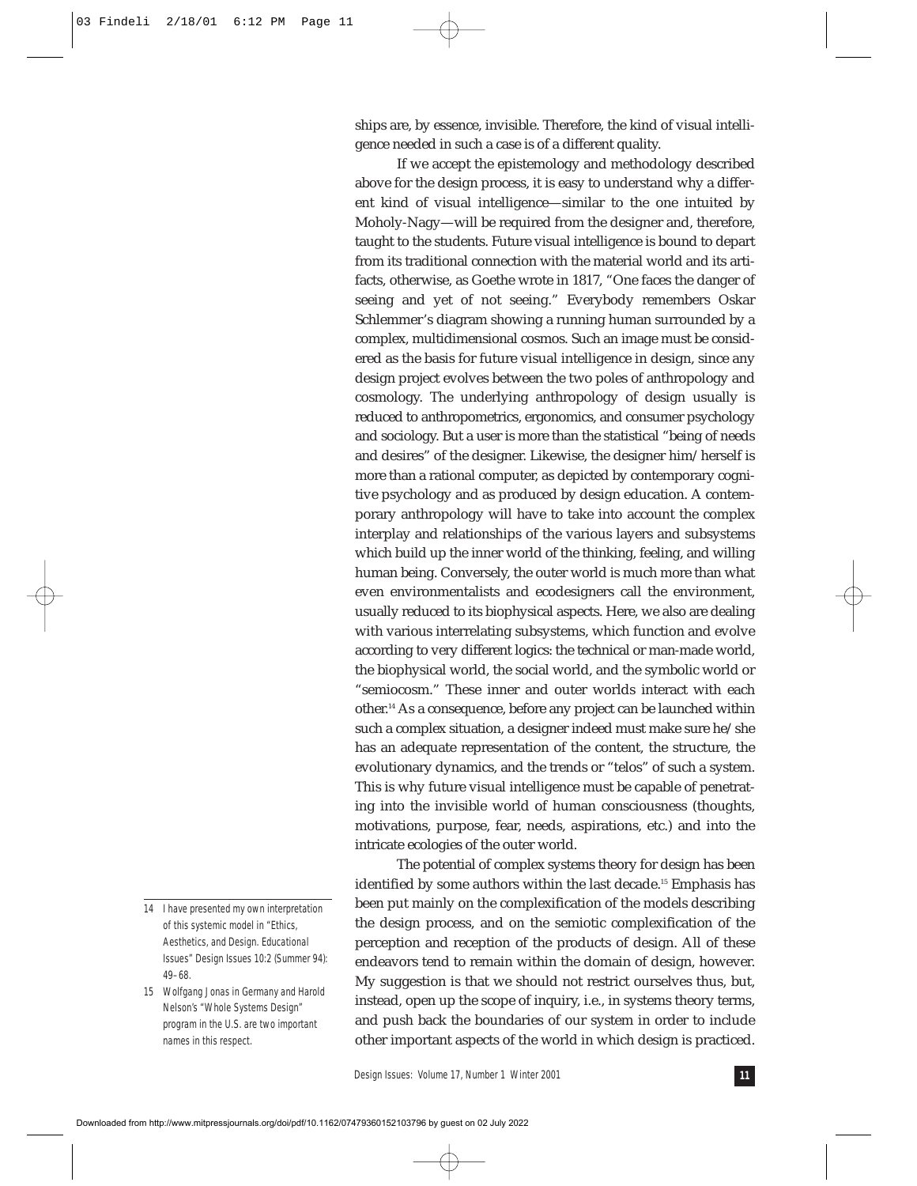ships are, by essence, invisible. Therefore, the kind of visual intelligence needed in such a case is of a different quality.

If we accept the epistemology and methodology described above for the design process, it is easy to understand why a different kind of visual intelligence—similar to the one intuited by Moholy-Nagy—will be required from the designer and, therefore, taught to the students. Future visual intelligence is bound to depart from its traditional connection with the material world and its artifacts, otherwise, as Goethe wrote in 1817, "One faces the danger of seeing and yet of not seeing." Everybody remembers Oskar Schlemmer's diagram showing a running human surrounded by a complex, multidimensional cosmos. Such an image must be considered as the basis for future visual intelligence in design, since any design project evolves between the two poles of anthropology and cosmology. The underlying anthropology of design usually is reduced to anthropometrics, ergonomics, and consumer psychology and sociology. But a user is more than the statistical "being of needs and desires" of the designer. Likewise, the designer him/herself is more than a rational computer, as depicted by contemporary cognitive psychology and as produced by design education. A contemporary anthropology will have to take into account the complex interplay and relationships of the various layers and subsystems which build up the inner world of the thinking, feeling, and willing human being. Conversely, the outer world is much more than what even environmentalists and ecodesigners call the environment, usually reduced to its biophysical aspects. Here, we also are dealing with various interrelating subsystems, which function and evolve according to very different logics: the technical or man-made world, the biophysical world, the social world, and the symbolic world or "semiocosm." These inner and outer worlds interact with each other.[14] As a consequence, before any project can be launched within such a complex situation, a designer indeed must make sure he/she has an adequate representation of the content, the structure, the evolutionary dynamics, and the trends or "telos" of such a system. This is why future visual intelligence must be capable of penetrating into the invisible world of human consciousness (thoughts, motivations, purpose, fear, needs, aspirations, etc.) and into the intricate ecologies of the outer world.

The potential of complex systems theory for design has been identified by some authors within the last decade.[15] Emphasis has been put mainly on the complexification of the models describing the design process, and on the semiotic complexification of the perception and reception of the products of design. All of these endeavors tend to remain within the domain of design, however. My suggestion is that we should not restrict ourselves thus, but, instead, open up the scope of inquiry, i.e., in systems theory terms, and push back the boundaries of our system in order to include other important aspects of the world in which design is practiced.

14 I have presented my own interpretation of this systemic model in "Ethics, Aesthetics, and Design. Educational Issues" Design Issues 10:2 (Summer 94): 49–68.

15 Wolfgang Jonas in Germany and Harold Nelson's "Whole Systems Design" program in the U.S. are two important names in this respect.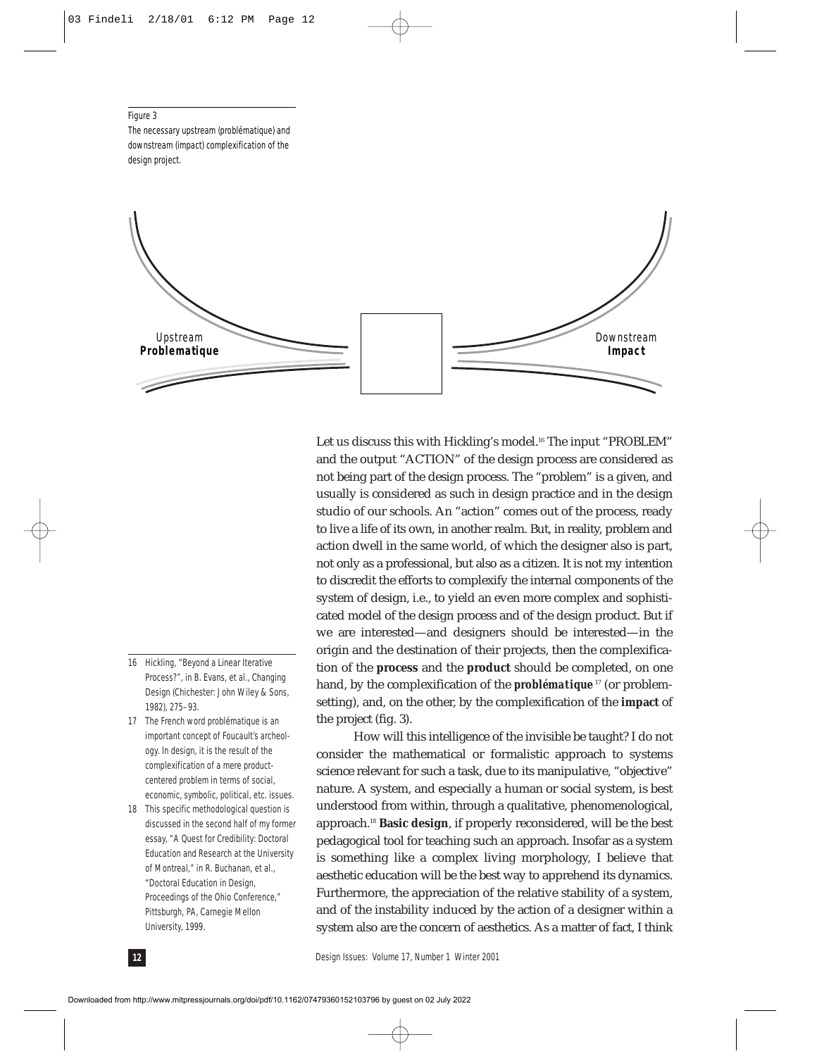Figure 3
The necessary upstream (problématique) and downstream (impact) complexification of the design project.

Upstream
**Problematique**

Downstream
**Impact**

Let us discuss this with Hickling's model.[16] The input "PROBLEM" and the output "ACTION" of the design process are considered as not being part of the design process. The "problem" is a given, and usually is considered as such in design practice and in the design studio of our schools. An "action" comes out of the process, ready to live a life of its own, in another realm. But, in reality, problem and action dwell in the same world, of which the designer also is part, not only as a professional, but also as a citizen. It is not my intention to discredit the efforts to complexify the internal components of the system of design, i.e., to yield an even more complex and sophisticated model of the design process and of the design product. But if we are interested—and designers should be interested—in the origin and the destination of their projects, then the complexification of the **process** and the **product** should be completed, on one hand, by the complexification of the ***problématique***[17] (or problem-setting), and, on the other, by the complexification of the **impact** of the project (fig. 3).

How will this intelligence of the invisible be taught? I do not consider the mathematical or formalistic approach to systems science relevant for such a task, due to its manipulative, "objective" nature. A system, and especially a human or social system, is best understood from within, through a qualitative, phenomenological, approach.[18] **Basic design**, if properly reconsidered, will be the best pedagogical tool for teaching such an approach. Insofar as a system is something like a complex living morphology, I believe that aesthetic education will be the best way to apprehend its dynamics. Furthermore, the appreciation of the relative stability of a system, and of the instability induced by the action of a designer within a system also are the concern of aesthetics. As a matter of fact, I think

16 Hickling, "Beyond a Linear Iterative Process?", in B. Evans, et al., Changing Design (Chichester: John Wiley & Sons, 1982), 275–93.

17 The French word problématique is an important concept of Foucault's archeology. In design, it is the result of the complexification of a mere product-centered problem in terms of social, economic, symbolic, political, etc. issues.

18 This specific methodological question is discussed in the second half of my former essay, "A Quest for Credibility: Doctoral Education and Research at the University of Montreal," in R. Buchanan, et al., "Doctoral Education in Design, Proceedings of the Ohio Conference," Pittsburgh, PA, Carnegie Mellon University, 1999.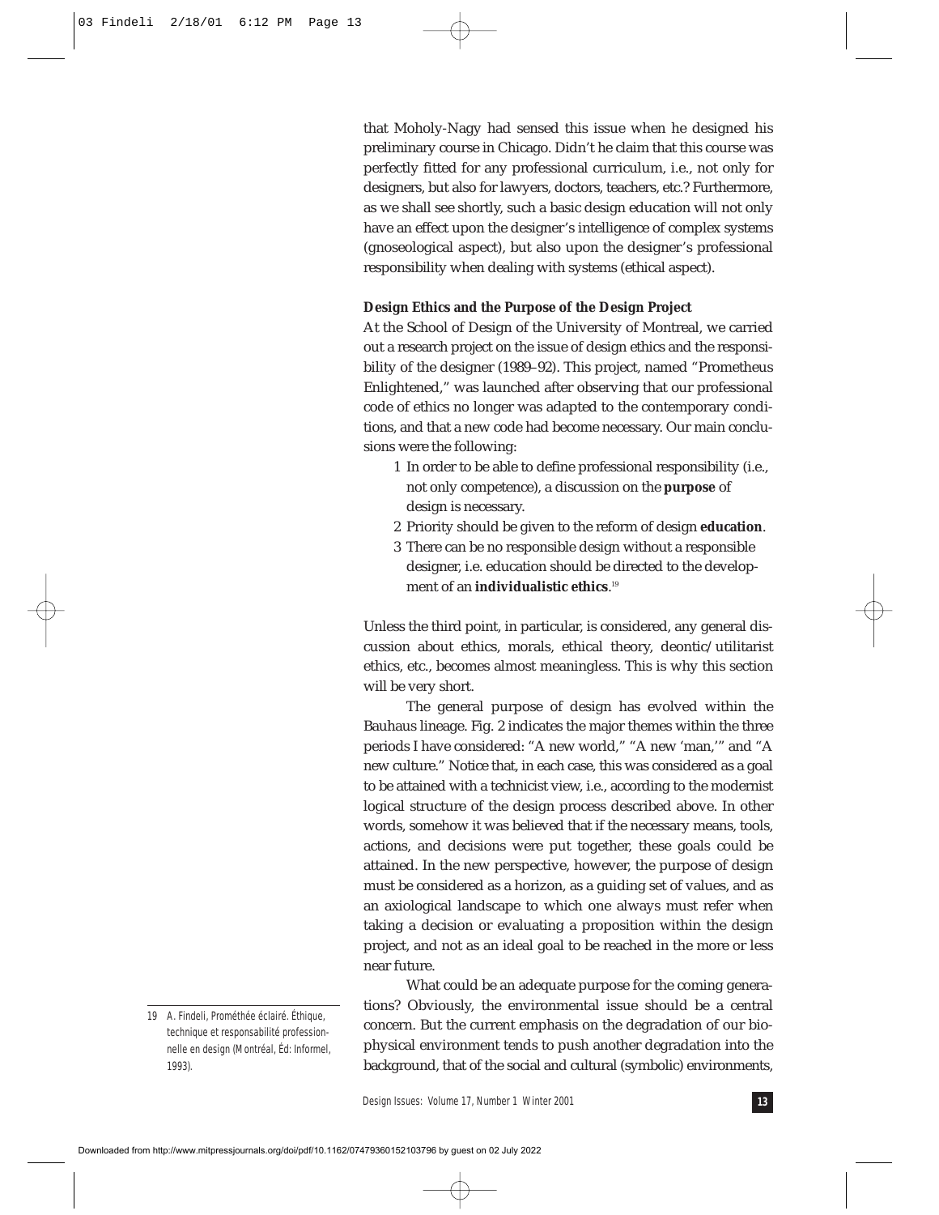that Moholy-Nagy had sensed this issue when he designed his preliminary course in Chicago. Didn't he claim that this course was perfectly fitted for any professional curriculum, i.e., not only for designers, but also for lawyers, doctors, teachers, etc.? Furthermore, as we shall see shortly, such a basic design education will not only have an effect upon the designer's intelligence of complex systems (gnoseological aspect), but also upon the designer's professional responsibility when dealing with systems (ethical aspect).

### Design Ethics and the Purpose of the Design Project

At the School of Design of the University of Montreal, we carried out a research project on the issue of design ethics and the responsibility of the designer (1989–92). This project, named "Prometheus Enlightened," was launched after observing that our professional code of ethics no longer was adapted to the contemporary conditions, and that a new code had become necessary. Our main conclusions were the following:

1. In order to be able to define professional responsibility (i.e., not only competence), a discussion on the **purpose** of design is necessary.
2. Priority should be given to the reform of design **education**.
3. There can be no responsible design without a responsible designer, i.e. education should be directed to the development of an **individualistic ethics**.[19]

Unless the third point, in particular, is considered, any general discussion about ethics, morals, ethical theory, deontic/utilitarist ethics, etc., becomes almost meaningless. This is why this section will be very short.

The general purpose of design has evolved within the Bauhaus lineage. Fig. 2 indicates the major themes within the three periods I have considered: "A new world," "A new 'man,'" and "A new culture." Notice that, in each case, this was considered as a goal to be attained with a technicist view, i.e., according to the modernist logical structure of the design process described above. In other words, somehow it was believed that if the necessary means, tools, actions, and decisions were put together, these goals could be attained. In the new perspective, however, the purpose of design must be considered as a horizon, as a guiding set of values, and as an axiological landscape to which one always must refer when taking a decision or evaluating a proposition within the design project, and not as an ideal goal to be reached in the more or less near future.

What could be an adequate purpose for the coming generations? Obviously, the environmental issue should be a central concern. But the current emphasis on the degradation of our biophysical environment tends to push another degradation into the background, that of the social and cultural (symbolic) environments,

19 A. Findeli, Prométhée éclairé. Éthique, technique et responsabilité professionnelle en design (Montréal, Éd: Informel, 1993).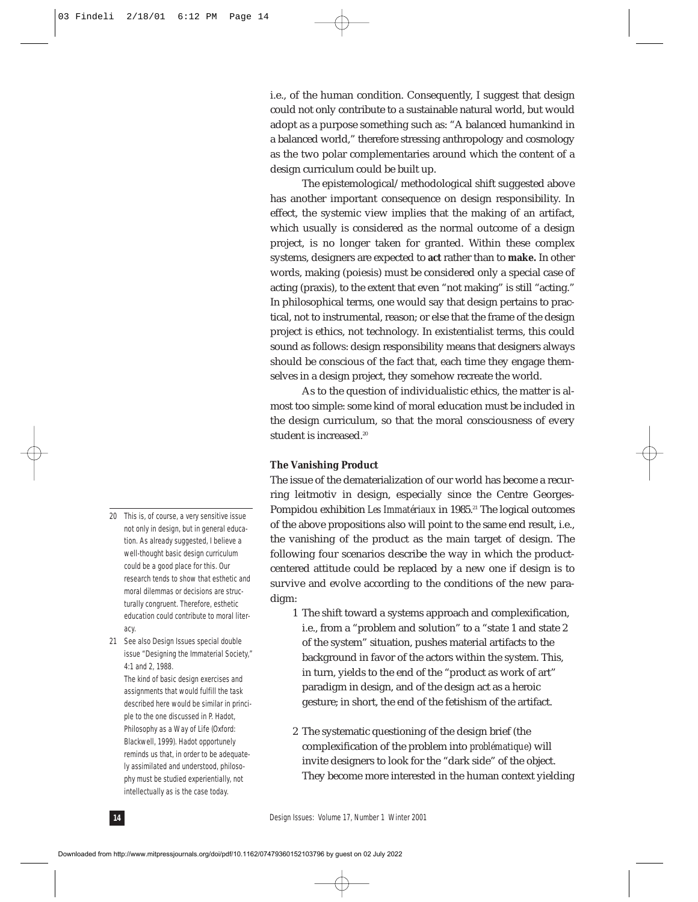i.e., of the human condition. Consequently, I suggest that design could not only contribute to a sustainable natural world, but would adopt as a purpose something such as: "A balanced humankind in a balanced world," therefore stressing anthropology and cosmology as the two polar complementaries around which the content of a design curriculum could be built up.

The epistemological/methodological shift suggested above has another important consequence on design responsibility. In effect, the systemic view implies that the making of an artifact, which usually is considered as the normal outcome of a design project, is no longer taken for granted. Within these complex systems, designers are expected to **act** rather than to **make.** In other words, making (poiesis) must be considered only a special case of acting (praxis), to the extent that even "not making" is still "acting." In philosophical terms, one would say that design pertains to practical, not to instrumental, reason; or else that the frame of the design project is ethics, not technology. In existentialist terms, this could sound as follows: design responsibility means that designers always should be conscious of the fact that, each time they engage themselves in a design project, they somehow recreate the world.

As to the question of individualistic ethics, the matter is almost too simple: some kind of moral education must be included in the design curriculum, so that the moral consciousness of every student is increased.[20]

### The Vanishing Product

The issue of the dematerialization of our world has become a recurring leitmotiv in design, especially since the Centre Georges-Pompidou exhibition *Les Immatériaux* in 1985.[21] The logical outcomes of the above propositions also will point to the same end result, i.e., the vanishing of the product as the main target of design. The following four scenarios describe the way in which the product-centered attitude could be replaced by a new one if design is to survive and evolve according to the conditions of the new paradigm:

1. The shift toward a systems approach and complexification, i.e., from a "problem and solution" to a "state 1 and state 2 of the system" situation, pushes material artifacts to the background in favor of the actors within the system. This, in turn, yields to the end of the "product as work of art" paradigm in design, and of the design act as a heroic gesture; in short, the end of the fetishism of the artifact.

2. The systematic questioning of the design brief (the complexification of the problem into *problématique*) will invite designers to look for the "dark side" of the object. They become more interested in the human context yielding

---

20 This is, of course, a very sensitive issue not only in design, but in general education. As already suggested, I believe a well-thought basic design curriculum could be a good place for this. Our research tends to show that esthetic and moral dilemmas or decisions are structurally congruent. Therefore, esthetic education could contribute to moral literacy.

21 See also Design Issues special double issue "Designing the Immaterial Society," 4:1 and 2, 1988.
The kind of basic design exercises and assignments that would fulfill the task described here would be similar in principle to the one discussed in P. Hadot, Philosophy as a Way of Life (Oxford: Blackwell, 1999). Hadot opportunely reminds us that, in order to be adequately assimilated and understood, philosophy must be studied experientially, not intellectually as is the case today.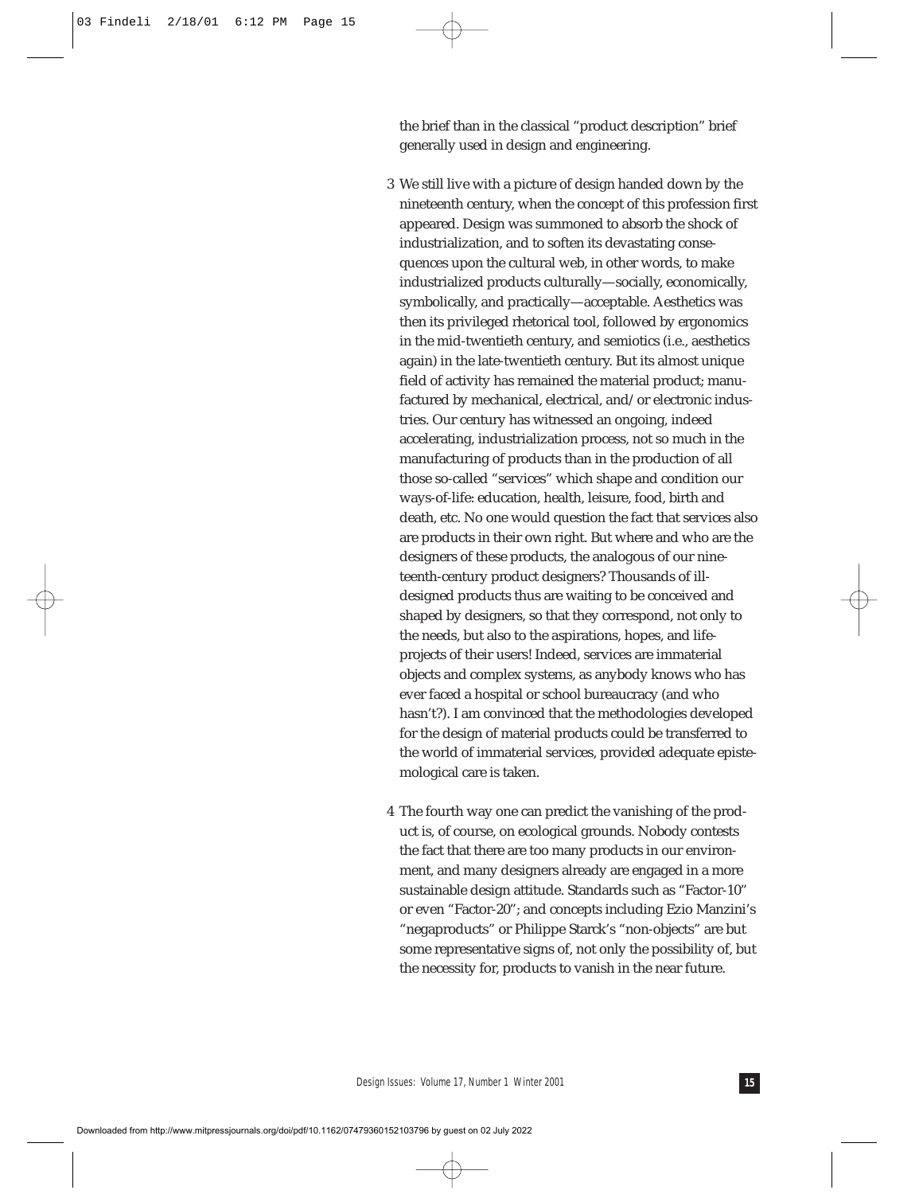the brief than in the classical "product description" brief generally used in design and engineering.

3 We still live with a picture of design handed down by the nineteenth century, when the concept of this profession first appeared. Design was summoned to absorb the shock of industrialization, and to soften its devastating consequences upon the cultural web, in other words, to make industrialized products culturally—socially, economically, symbolically, and practically—acceptable. Aesthetics was then its privileged rhetorical tool, followed by ergonomics in the mid-twentieth century, and semiotics (i.e., aesthetics again) in the late-twentieth century. But its almost unique field of activity has remained the material product; manufactured by mechanical, electrical, and/or electronic industries. Our century has witnessed an ongoing, indeed accelerating, industrialization process, not so much in the manufacturing of products than in the production of all those so-called "services" which shape and condition our ways-of-life: education, health, leisure, food, birth and death, etc. No one would question the fact that services also are products in their own right. But where and who are the designers of these products, the analogous of our nineteenth-century product designers? Thousands of ill-designed products thus are waiting to be conceived and shaped by designers, so that they correspond, not only to the needs, but also to the aspirations, hopes, and life-projects of their users! Indeed, services are immaterial objects and complex systems, as anybody knows who has ever faced a hospital or school bureaucracy (and who hasn't?). I am convinced that the methodologies developed for the design of material products could be transferred to the world of immaterial services, provided adequate epistemological care is taken.

4 The fourth way one can predict the vanishing of the product is, of course, on ecological grounds. Nobody contests the fact that there are too many products in our environment, and many designers already are engaged in a more sustainable design attitude. Standards such as "Factor-10" or even "Factor-20"; and concepts including Ezio Manzini's "negaproducts" or Philippe Starck's "non-objects" are but some representative signs of, not only the possibility of, but the necessity for, products to vanish in the near future.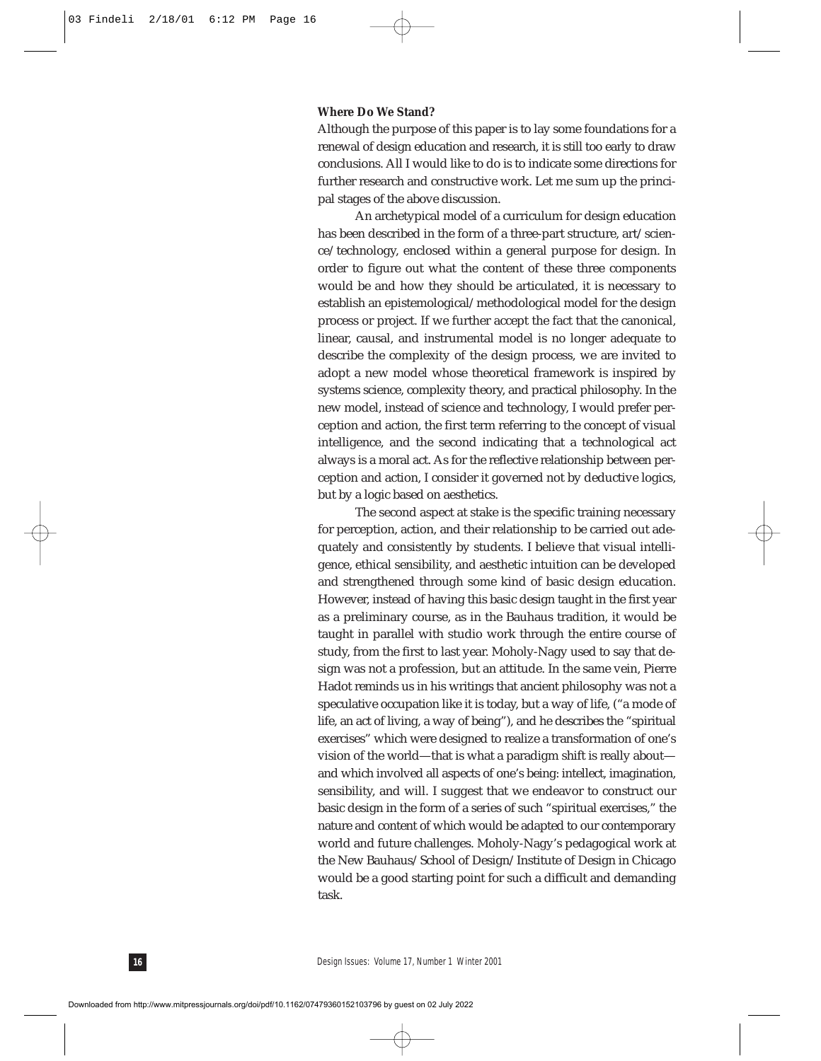### Where Do We Stand?

Although the purpose of this paper is to lay some foundations for a renewal of design education and research, it is still too early to draw conclusions. All I would like to do is to indicate some directions for further research and constructive work. Let me sum up the principal stages of the above discussion.

An archetypical model of a curriculum for design education has been described in the form of a three-part structure, art/science/technology, enclosed within a general purpose for design. In order to figure out what the content of these three components would be and how they should be articulated, it is necessary to establish an epistemological/methodological model for the design process or project. If we further accept the fact that the canonical, linear, causal, and instrumental model is no longer adequate to describe the complexity of the design process, we are invited to adopt a new model whose theoretical framework is inspired by systems science, complexity theory, and practical philosophy. In the new model, instead of science and technology, I would prefer perception and action, the first term referring to the concept of visual intelligence, and the second indicating that a technological act always is a moral act. As for the reflective relationship between perception and action, I consider it governed not by deductive logics, but by a logic based on aesthetics.

The second aspect at stake is the specific training necessary for perception, action, and their relationship to be carried out adequately and consistently by students. I believe that visual intelligence, ethical sensibility, and aesthetic intuition can be developed and strengthened through some kind of basic design education. However, instead of having this basic design taught in the first year as a preliminary course, as in the Bauhaus tradition, it would be taught in parallel with studio work through the entire course of study, from the first to last year. Moholy-Nagy used to say that design was not a profession, but an attitude. In the same vein, Pierre Hadot reminds us in his writings that ancient philosophy was not a speculative occupation like it is today, but a way of life, ("a mode of life, an act of living, a way of being"), and he describes the "spiritual exercises" which were designed to realize a transformation of one's vision of the world—that is what a paradigm shift is really about—and which involved all aspects of one's being: intellect, imagination, sensibility, and will. I suggest that we endeavor to construct our basic design in the form of a series of such "spiritual exercises," the nature and content of which would be adapted to our contemporary world and future challenges. Moholy-Nagy's pedagogical work at the New Bauhaus/School of Design/Institute of Design in Chicago would be a good starting point for such a difficult and demanding task.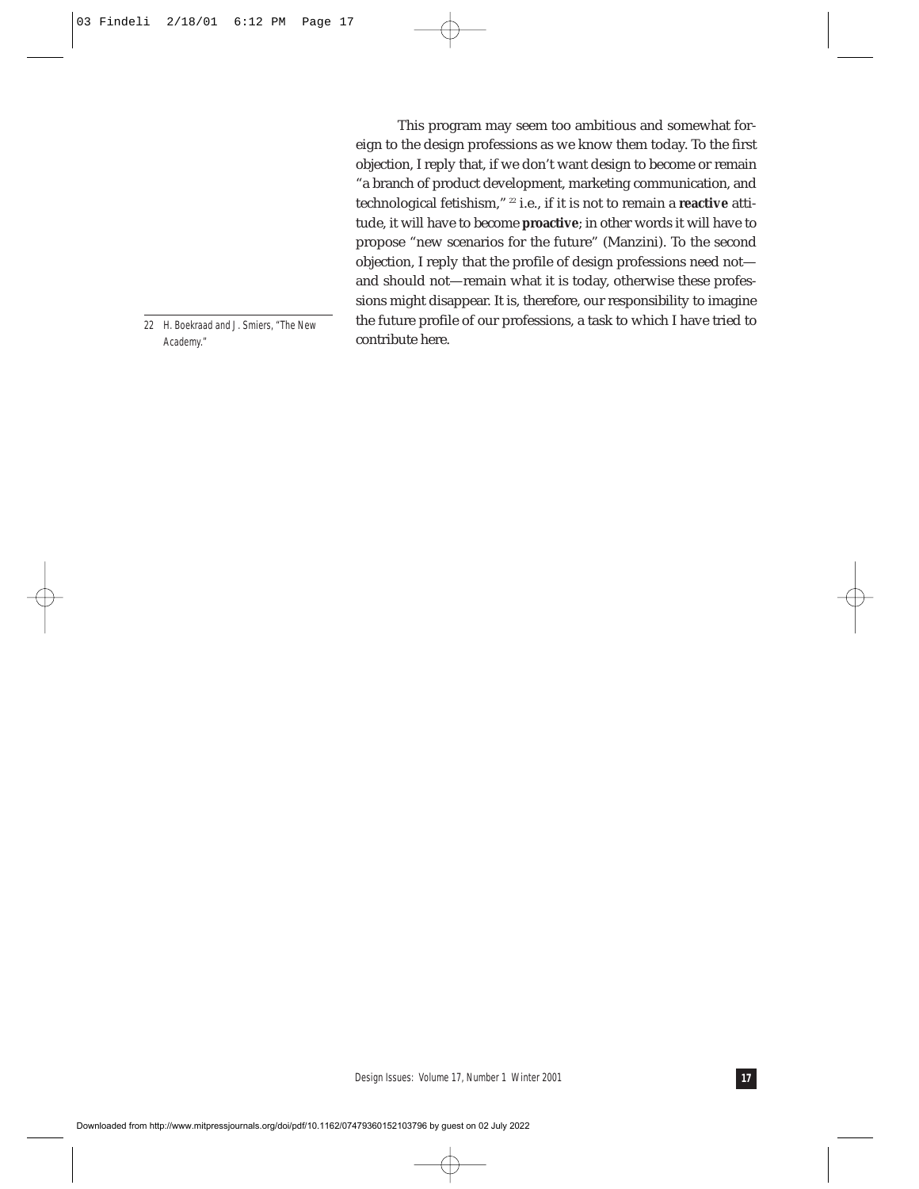This program may seem too ambitious and somewhat foreign to the design professions as we know them today. To the first objection, I reply that, if we don't want design to become or remain "a branch of product development, marketing communication, and technological fetishism,"[22] i.e., if it is not to remain a **reactive** attitude, it will have to become **proactive**; in other words it will have to propose "new scenarios for the future" (Manzini). To the second objection, I reply that the profile of design professions need not—and should not—remain what it is today, otherwise these professions might disappear. It is, therefore, our responsibility to imagine the future profile of our professions, a task to which I have tried to contribute here.

22 H. Boekraad and J. Smiers, "The New Academy."